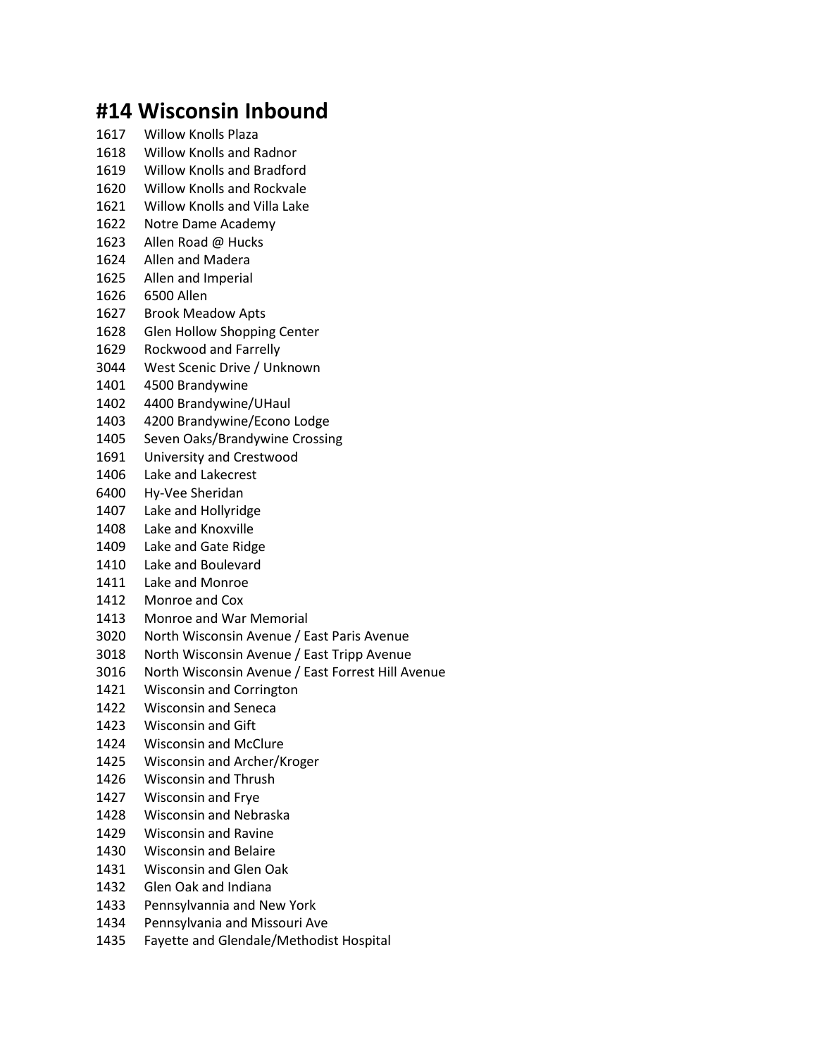# #14 Wisconsin Inbound

1617 Willow Knolls Plaza
1618 Willow Knolls and Radnor
1619 Willow Knolls and Bradford
1620 Willow Knolls and Rockvale
1621 Willow Knolls and Villa Lake
1622 Notre Dame Academy
1623 Allen Road @ Hucks
1624 Allen and Madera
1625 Allen and Imperial
1626 6500 Allen
1627 Brook Meadow Apts
1628 Glen Hollow Shopping Center
1629 Rockwood and Farrelly
3044 West Scenic Drive / Unknown
1401 4500 Brandywine
1402 4400 Brandywine/UHaul
1403 4200 Brandywine/Econo Lodge
1405 Seven Oaks/Brandywine Crossing
1691 University and Crestwood
1406 Lake and Lakecrest
6400 Hy-Vee Sheridan
1407 Lake and Hollyridge
1408 Lake and Knoxville
1409 Lake and Gate Ridge
1410 Lake and Boulevard
1411 Lake and Monroe
1412 Monroe and Cox
1413 Monroe and War Memorial
3020 North Wisconsin Avenue / East Paris Avenue
3018 North Wisconsin Avenue / East Tripp Avenue
3016 North Wisconsin Avenue / East Forrest Hill Avenue
1421 Wisconsin and Corrington
1422 Wisconsin and Seneca
1423 Wisconsin and Gift
1424 Wisconsin and McClure
1425 Wisconsin and Archer/Kroger
1426 Wisconsin and Thrush
1427 Wisconsin and Frye
1428 Wisconsin and Nebraska
1429 Wisconsin and Ravine
1430 Wisconsin and Belaire
1431 Wisconsin and Glen Oak
1432 Glen Oak and Indiana
1433 Pennsylvannia and New York
1434 Pennsylvania and Missouri Ave
1435 Fayette and Glendale/Methodist Hospital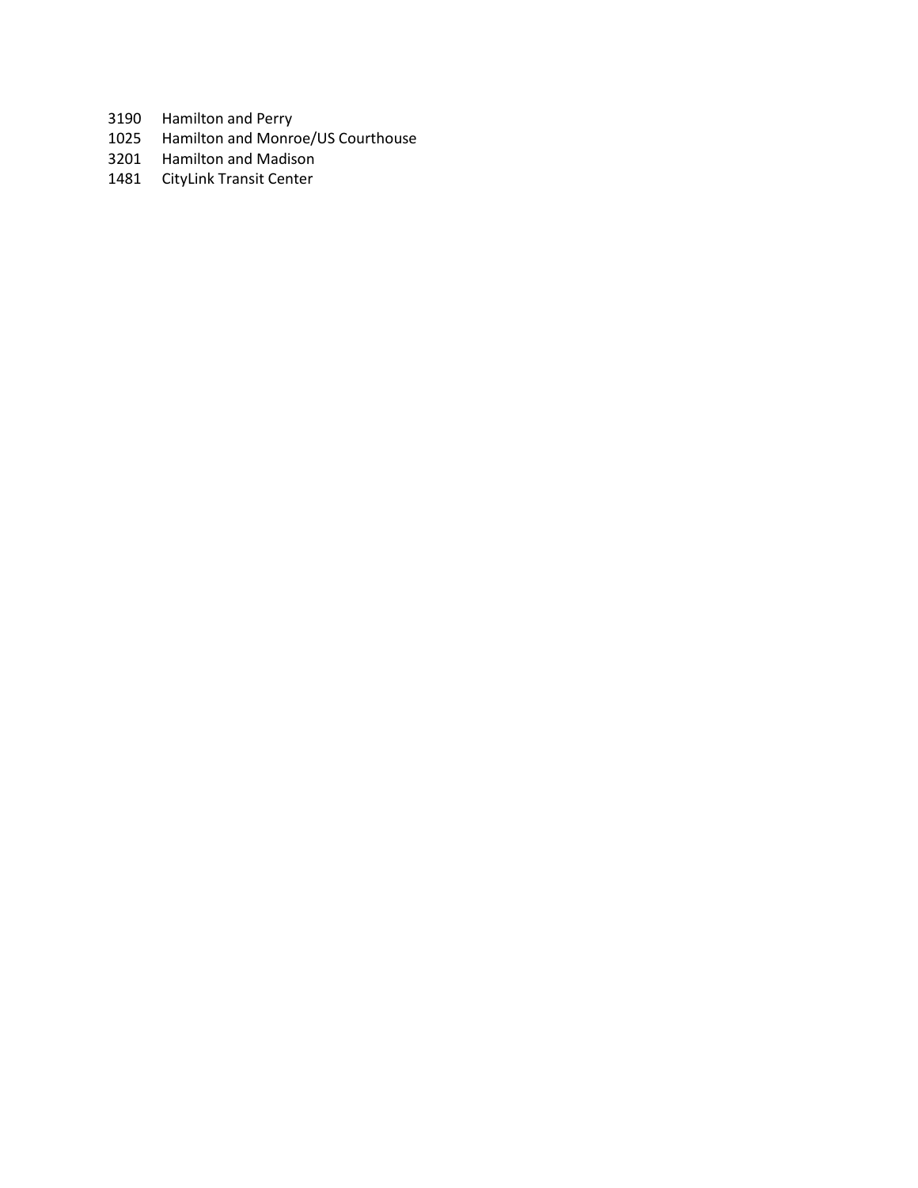| | |
|---|---|
| 3190 | Hamilton and Perry |
| 1025 | Hamilton and Monroe/US Courthouse |
| 3201 | Hamilton and Madison |
| 1481 | CityLink Transit Center |